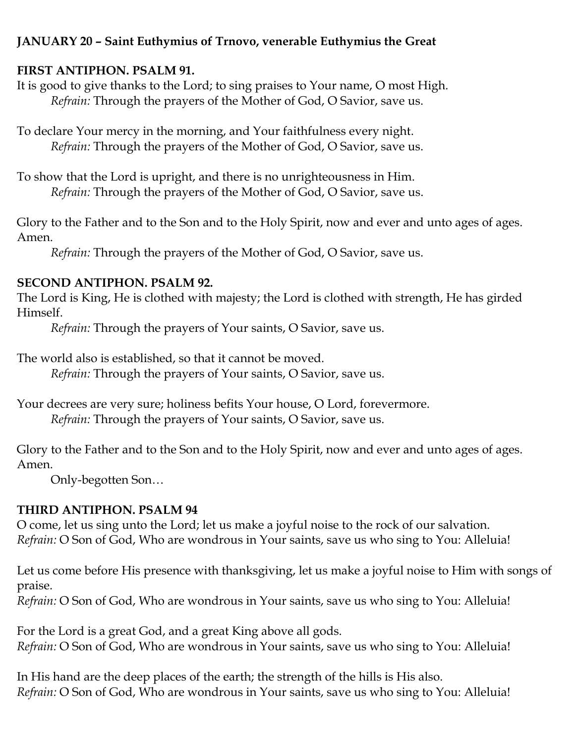**JANUARY 20 – Saint Euthymius of Trnovo, venerable Euthymius the Great**

**FIRST ANTIPHON. PSALM 91.**

It is good to give thanks to the Lord; to sing praises to Your name, O most High.
*Refrain:* Through the prayers of the Mother of God, O Savior, save us.

To declare Your mercy in the morning, and Your faithfulness every night.
*Refrain:* Through the prayers of the Mother of God, O Savior, save us.

To show that the Lord is upright, and there is no unrighteousness in Him.
*Refrain:* Through the prayers of the Mother of God, O Savior, save us.

Glory to the Father and to the Son and to the Holy Spirit, now and ever and unto ages of ages. Amen.
*Refrain:* Through the prayers of the Mother of God, O Savior, save us.

**SECOND ANTIPHON. PSALM 92.**

The Lord is King, He is clothed with majesty; the Lord is clothed with strength, He has girded Himself.
*Refrain:* Through the prayers of Your saints, O Savior, save us.

The world also is established, so that it cannot be moved.
*Refrain:* Through the prayers of Your saints, O Savior, save us.

Your decrees are very sure; holiness befits Your house, O Lord, forevermore.
*Refrain:* Through the prayers of Your saints, O Savior, save us.

Glory to the Father and to the Son and to the Holy Spirit, now and ever and unto ages of ages. Amen.
Only-begotten Son…

**THIRD ANTIPHON. PSALM 94**

O come, let us sing unto the Lord; let us make a joyful noise to the rock of our salvation.
*Refrain:* O Son of God, Who are wondrous in Your saints, save us who sing to You: Alleluia!

Let us come before His presence with thanksgiving, let us make a joyful noise to Him with songs of praise.
*Refrain:* O Son of God, Who are wondrous in Your saints, save us who sing to You: Alleluia!

For the Lord is a great God, and a great King above all gods.
*Refrain:* O Son of God, Who are wondrous in Your saints, save us who sing to You: Alleluia!

In His hand are the deep places of the earth; the strength of the hills is His also.
*Refrain:* O Son of God, Who are wondrous in Your saints, save us who sing to You: Alleluia!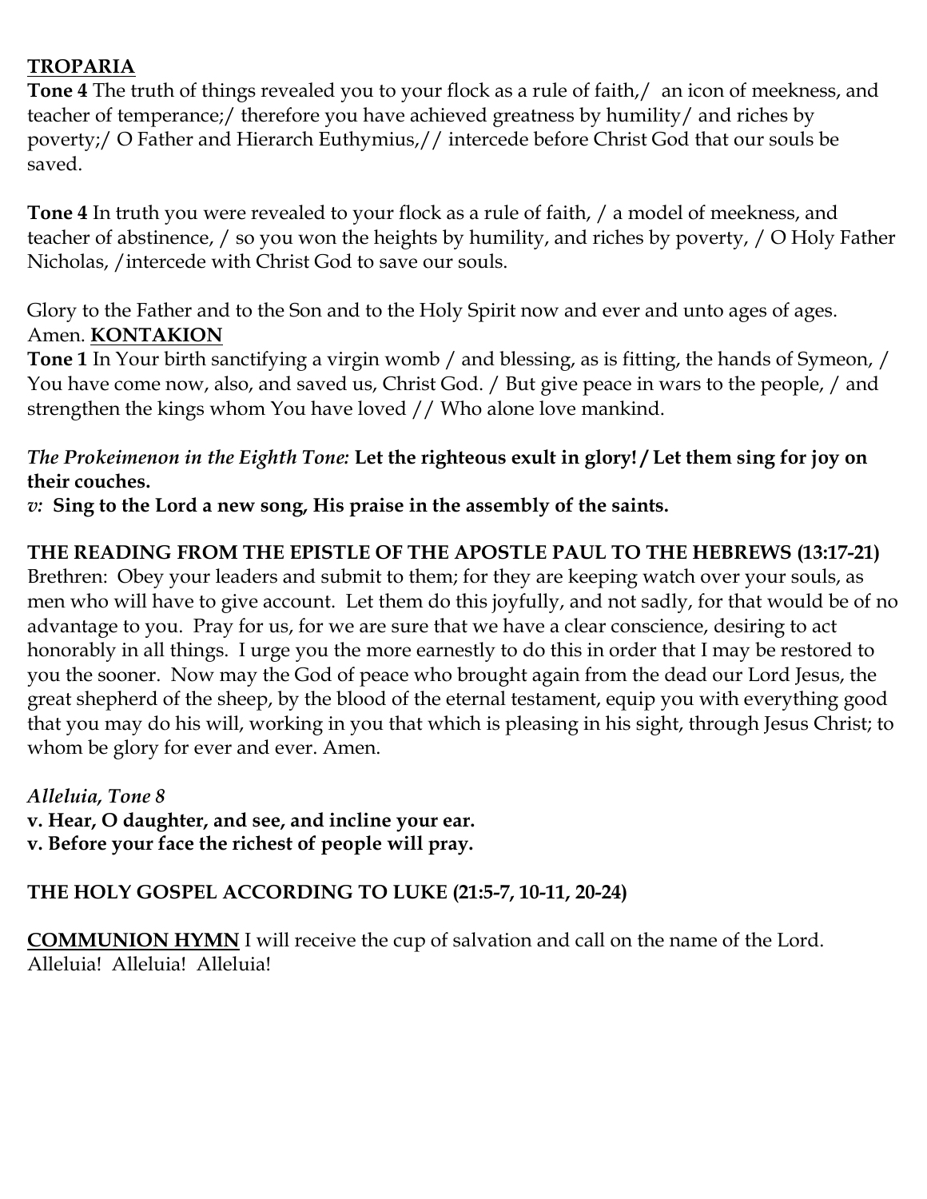**TROPARIA**

**Tone 4** The truth of things revealed you to your flock as a rule of faith,/ an icon of meekness, and teacher of temperance;/ therefore you have achieved greatness by humility/ and riches by poverty;/ O Father and Hierarch Euthymius,// intercede before Christ God that our souls be saved.

**Tone 4** In truth you were revealed to your flock as a rule of faith, / a model of meekness, and teacher of abstinence, / so you won the heights by humility, and riches by poverty, / O Holy Father Nicholas, /intercede with Christ God to save our souls.

Glory to the Father and to the Son and to the Holy Spirit now and ever and unto ages of ages. Amen. **KONTAKION**

**Tone 1** In Your birth sanctifying a virgin womb / and blessing, as is fitting, the hands of Symeon, / You have come now, also, and saved us, Christ God. / But give peace in wars to the people, / and strengthen the kings whom You have loved // Who alone love mankind.

*The Prokeimenon in the Eighth Tone:* **Let the righteous exult in glory! / Let them sing for joy on their couches.**

*v:* **Sing to the Lord a new song, His praise in the assembly of the saints.**

**THE READING FROM THE EPISTLE OF THE APOSTLE PAUL TO THE HEBREWS (13:17-21)**

Brethren: Obey your leaders and submit to them; for they are keeping watch over your souls, as men who will have to give account. Let them do this joyfully, and not sadly, for that would be of no advantage to you. Pray for us, for we are sure that we have a clear conscience, desiring to act honorably in all things. I urge you the more earnestly to do this in order that I may be restored to you the sooner. Now may the God of peace who brought again from the dead our Lord Jesus, the great shepherd of the sheep, by the blood of the eternal testament, equip you with everything good that you may do his will, working in you that which is pleasing in his sight, through Jesus Christ; to whom be glory for ever and ever. Amen.

*Alleluia, Tone 8*

**v. Hear, O daughter, and see, and incline your ear.**

**v. Before your face the richest of people will pray.**

**THE HOLY GOSPEL ACCORDING TO LUKE (21:5-7, 10-11, 20-24)**

**COMMUNION HYMN** I will receive the cup of salvation and call on the name of the Lord. Alleluia! Alleluia! Alleluia!